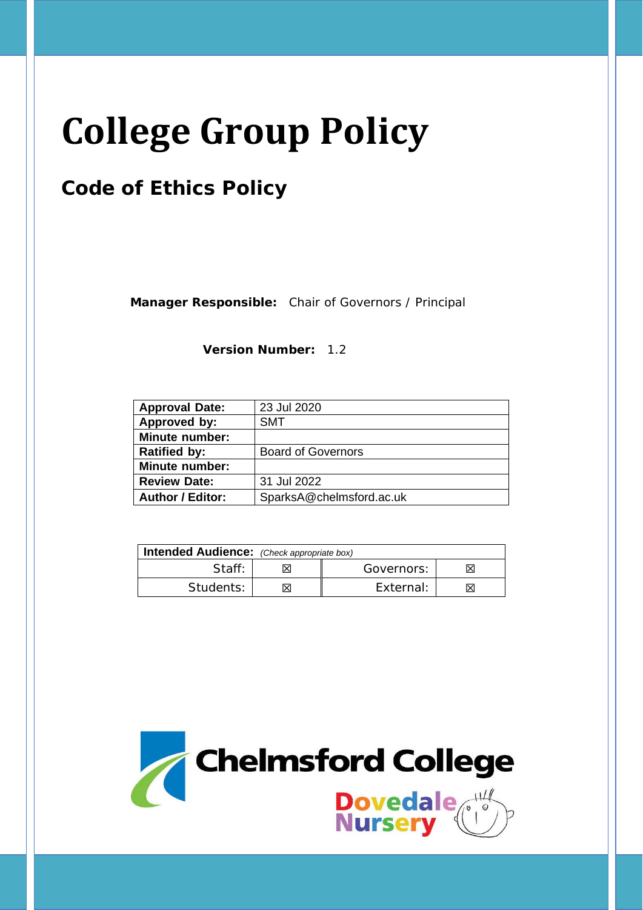# College Group Policy

## Code of Ethics Policy

**Manager Responsible:** Chair of Governors / Principal

**Version Number:** 1.2

| | |
|---|---|
| **Approval Date:** | 23 Jul 2020 |
| **Approved by:** | SMT |
| **Minute number:** | |
| **Ratified by:** | Board of Governors |
| **Minute number:** | |
| **Review Date:** | 31 Jul 2022 |
| **Author / Editor:** | SparksA@chelmsford.ac.uk |

| **Intended Audience:** *(Check appropriate box)* | | | |
|---|---|---|---|
| Staff: | ☒ | Governors: | ☒ |
| Students: | ☒ | External: | ☒ |

Chelmsford College

Dovedale Nursery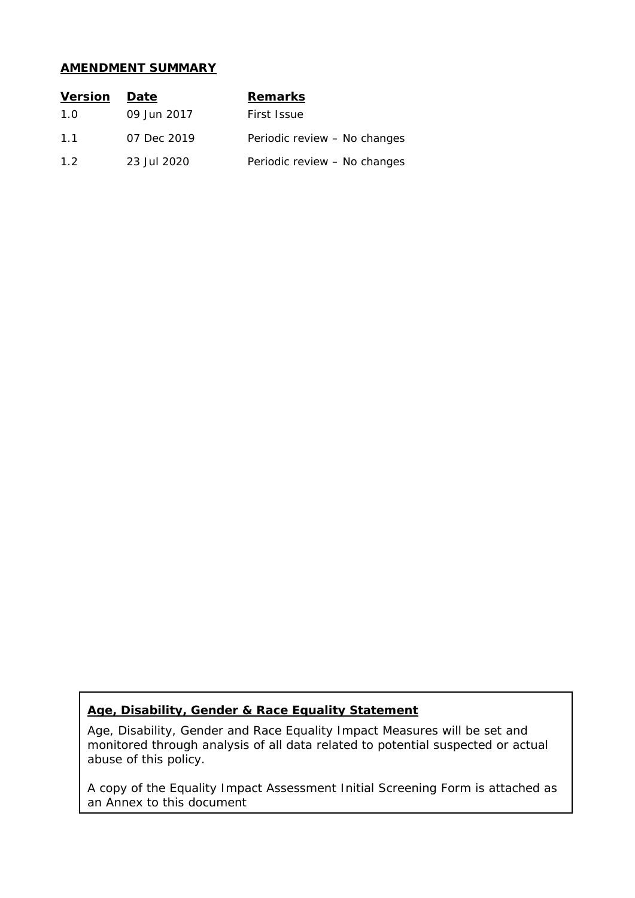**AMENDMENT SUMMARY**

| Version | Date | Remarks |
| --- | --- | --- |
| 1.0 | 09 Jun 2017 | First Issue |
| 1.1 | 07 Dec 2019 | Periodic review – No changes |
| 1.2 | 23 Jul 2020 | Periodic review – No changes |

**Age, Disability, Gender & Race Equality Statement**

Age, Disability, Gender and Race Equality Impact Measures will be set and monitored through analysis of all data related to potential suspected or actual abuse of this policy.

A copy of the Equality Impact Assessment Initial Screening Form is attached as an Annex to this document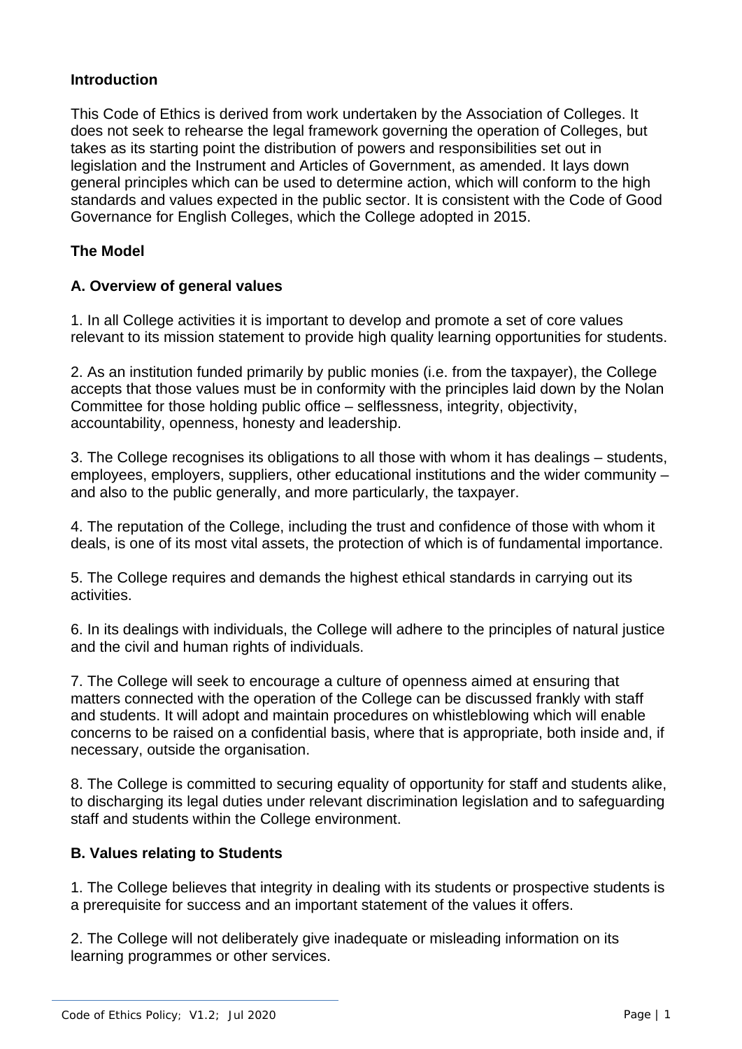## Introduction

This Code of Ethics is derived from work undertaken by the Association of Colleges. It does not seek to rehearse the legal framework governing the operation of Colleges, but takes as its starting point the distribution of powers and responsibilities set out in legislation and the Instrument and Articles of Government, as amended. It lays down general principles which can be used to determine action, which will conform to the high standards and values expected in the public sector. It is consistent with the Code of Good Governance for English Colleges, which the College adopted in 2015.

## The Model

### A. Overview of general values

1. In all College activities it is important to develop and promote a set of core values relevant to its mission statement to provide high quality learning opportunities for students.

2. As an institution funded primarily by public monies (i.e. from the taxpayer), the College accepts that those values must be in conformity with the principles laid down by the Nolan Committee for those holding public office – selflessness, integrity, objectivity, accountability, openness, honesty and leadership.

3. The College recognises its obligations to all those with whom it has dealings – students, employees, employers, suppliers, other educational institutions and the wider community – and also to the public generally, and more particularly, the taxpayer.

4. The reputation of the College, including the trust and confidence of those with whom it deals, is one of its most vital assets, the protection of which is of fundamental importance.

5. The College requires and demands the highest ethical standards in carrying out its activities.

6. In its dealings with individuals, the College will adhere to the principles of natural justice and the civil and human rights of individuals.

7. The College will seek to encourage a culture of openness aimed at ensuring that matters connected with the operation of the College can be discussed frankly with staff and students. It will adopt and maintain procedures on whistleblowing which will enable concerns to be raised on a confidential basis, where that is appropriate, both inside and, if necessary, outside the organisation.

8. The College is committed to securing equality of opportunity for staff and students alike, to discharging its legal duties under relevant discrimination legislation and to safeguarding staff and students within the College environment.

### B. Values relating to Students

1. The College believes that integrity in dealing with its students or prospective students is a prerequisite for success and an important statement of the values it offers.

2. The College will not deliberately give inadequate or misleading information on its learning programmes or other services.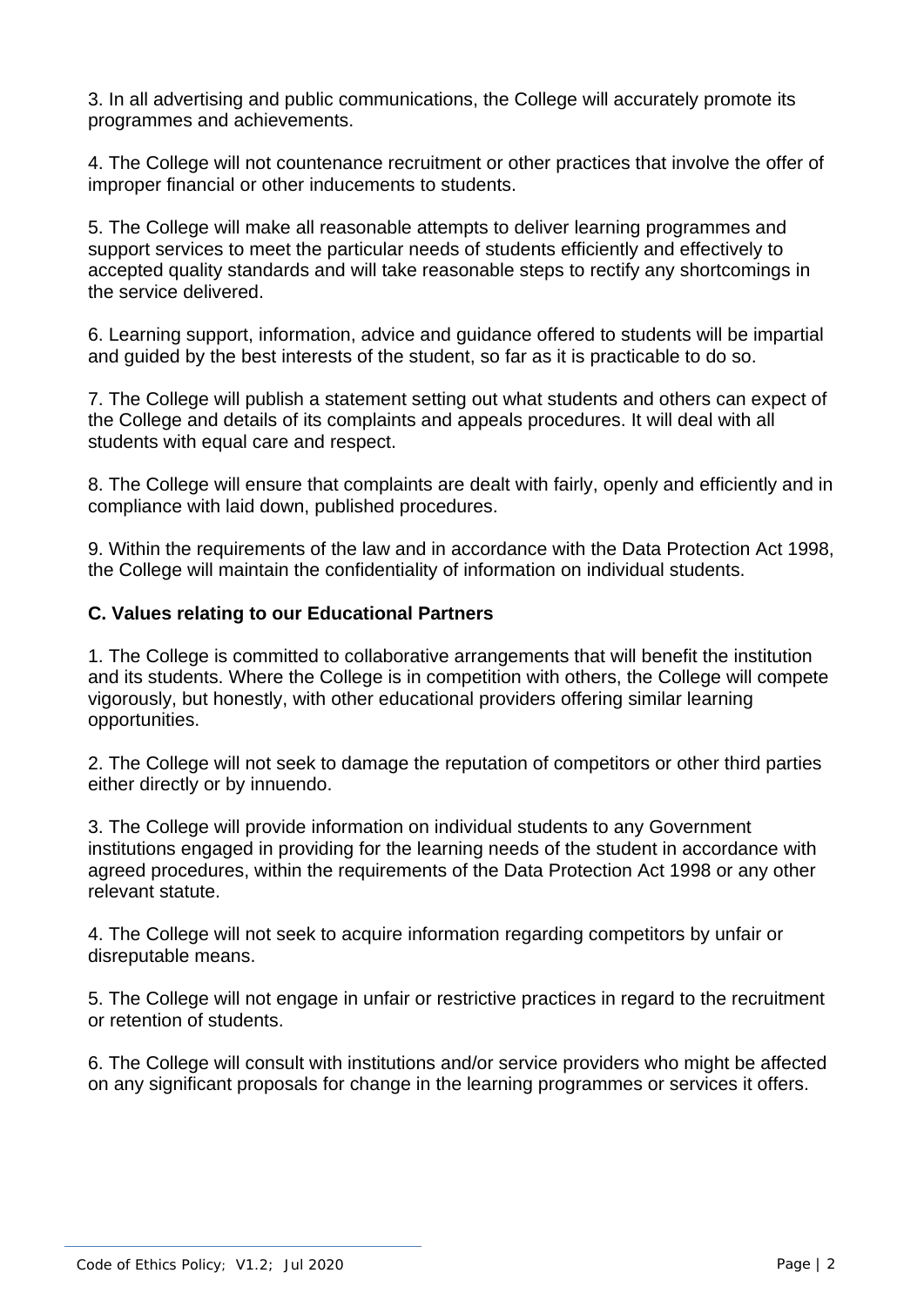3. In all advertising and public communications, the College will accurately promote its programmes and achievements.

4. The College will not countenance recruitment or other practices that involve the offer of improper financial or other inducements to students.

5. The College will make all reasonable attempts to deliver learning programmes and support services to meet the particular needs of students efficiently and effectively to accepted quality standards and will take reasonable steps to rectify any shortcomings in the service delivered.

6. Learning support, information, advice and guidance offered to students will be impartial and guided by the best interests of the student, so far as it is practicable to do so.

7. The College will publish a statement setting out what students and others can expect of the College and details of its complaints and appeals procedures. It will deal with all students with equal care and respect.

8. The College will ensure that complaints are dealt with fairly, openly and efficiently and in compliance with laid down, published procedures.

9. Within the requirements of the law and in accordance with the Data Protection Act 1998, the College will maintain the confidentiality of information on individual students.

**C. Values relating to our Educational Partners**

1. The College is committed to collaborative arrangements that will benefit the institution and its students. Where the College is in competition with others, the College will compete vigorously, but honestly, with other educational providers offering similar learning opportunities.

2. The College will not seek to damage the reputation of competitors or other third parties either directly or by innuendo.

3. The College will provide information on individual students to any Government institutions engaged in providing for the learning needs of the student in accordance with agreed procedures, within the requirements of the Data Protection Act 1998 or any other relevant statute.

4. The College will not seek to acquire information regarding competitors by unfair or disreputable means.

5. The College will not engage in unfair or restrictive practices in regard to the recruitment or retention of students.

6. The College will consult with institutions and/or service providers who might be affected on any significant proposals for change in the learning programmes or services it offers.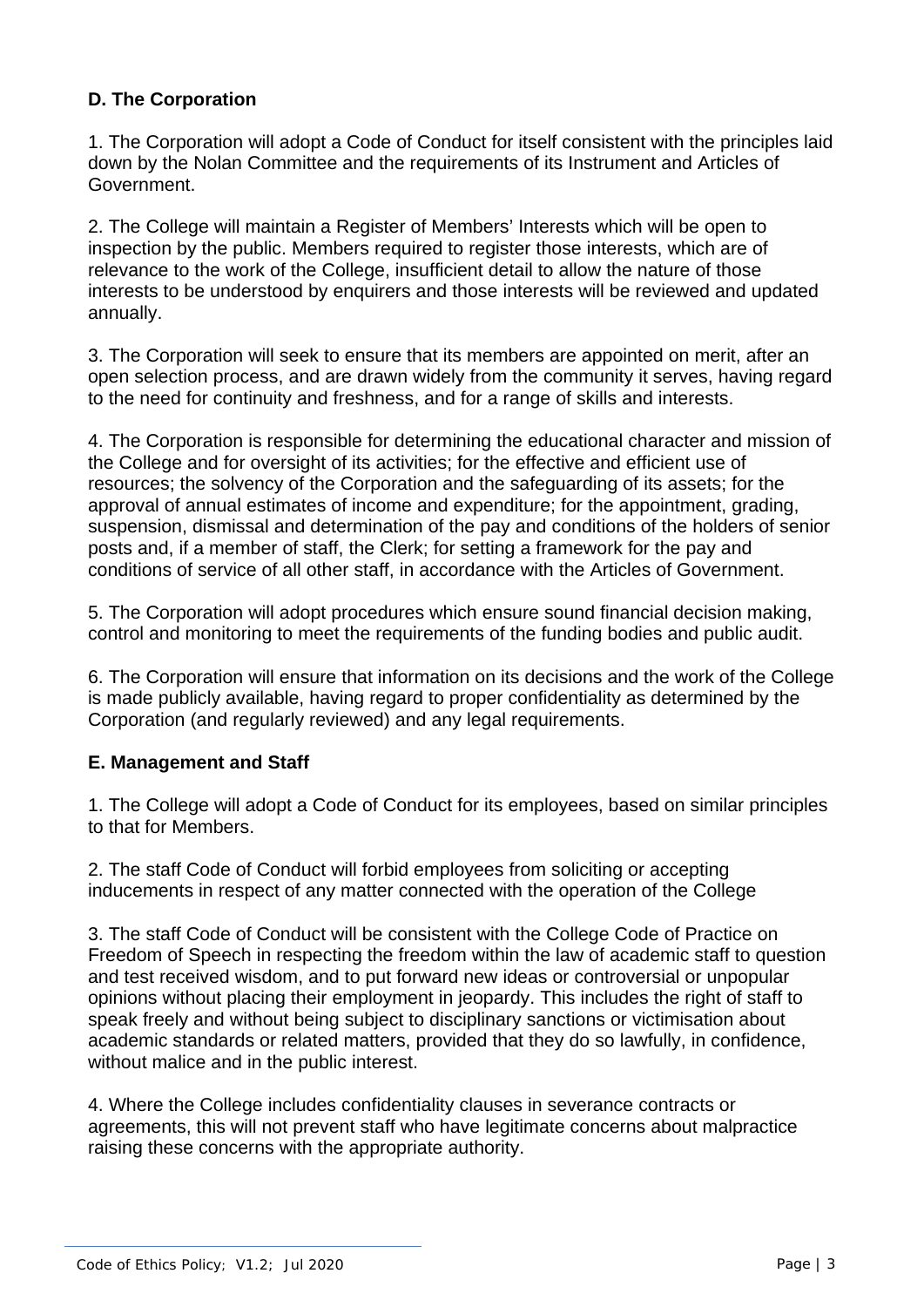## D. The Corporation

1. The Corporation will adopt a Code of Conduct for itself consistent with the principles laid down by the Nolan Committee and the requirements of its Instrument and Articles of Government.

2. The College will maintain a Register of Members' Interests which will be open to inspection by the public. Members required to register those interests, which are of relevance to the work of the College, insufficient detail to allow the nature of those interests to be understood by enquirers and those interests will be reviewed and updated annually.

3. The Corporation will seek to ensure that its members are appointed on merit, after an open selection process, and are drawn widely from the community it serves, having regard to the need for continuity and freshness, and for a range of skills and interests.

4. The Corporation is responsible for determining the educational character and mission of the College and for oversight of its activities; for the effective and efficient use of resources; the solvency of the Corporation and the safeguarding of its assets; for the approval of annual estimates of income and expenditure; for the appointment, grading, suspension, dismissal and determination of the pay and conditions of the holders of senior posts and, if a member of staff, the Clerk; for setting a framework for the pay and conditions of service of all other staff, in accordance with the Articles of Government.

5. The Corporation will adopt procedures which ensure sound financial decision making, control and monitoring to meet the requirements of the funding bodies and public audit.

6. The Corporation will ensure that information on its decisions and the work of the College is made publicly available, having regard to proper confidentiality as determined by the Corporation (and regularly reviewed) and any legal requirements.

## E. Management and Staff

1. The College will adopt a Code of Conduct for its employees, based on similar principles to that for Members.

2. The staff Code of Conduct will forbid employees from soliciting or accepting inducements in respect of any matter connected with the operation of the College

3. The staff Code of Conduct will be consistent with the College Code of Practice on Freedom of Speech in respecting the freedom within the law of academic staff to question and test received wisdom, and to put forward new ideas or controversial or unpopular opinions without placing their employment in jeopardy. This includes the right of staff to speak freely and without being subject to disciplinary sanctions or victimisation about academic standards or related matters, provided that they do so lawfully, in confidence, without malice and in the public interest.

4. Where the College includes confidentiality clauses in severance contracts or agreements, this will not prevent staff who have legitimate concerns about malpractice raising these concerns with the appropriate authority.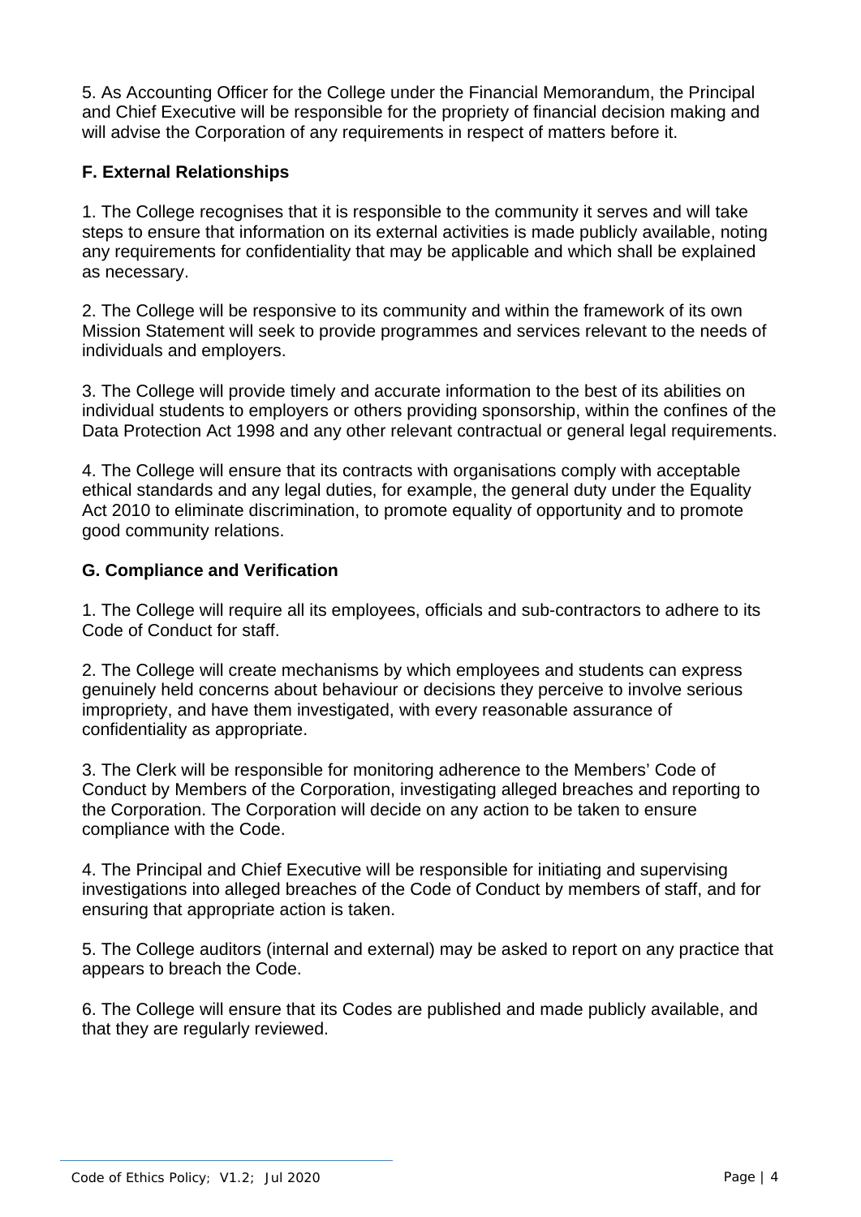5. As Accounting Officer for the College under the Financial Memorandum, the Principal and Chief Executive will be responsible for the propriety of financial decision making and will advise the Corporation of any requirements in respect of matters before it.

**F. External Relationships**

1. The College recognises that it is responsible to the community it serves and will take steps to ensure that information on its external activities is made publicly available, noting any requirements for confidentiality that may be applicable and which shall be explained as necessary.

2. The College will be responsive to its community and within the framework of its own Mission Statement will seek to provide programmes and services relevant to the needs of individuals and employers.

3. The College will provide timely and accurate information to the best of its abilities on individual students to employers or others providing sponsorship, within the confines of the Data Protection Act 1998 and any other relevant contractual or general legal requirements.

4. The College will ensure that its contracts with organisations comply with acceptable ethical standards and any legal duties, for example, the general duty under the Equality Act 2010 to eliminate discrimination, to promote equality of opportunity and to promote good community relations.

**G. Compliance and Verification**

1. The College will require all its employees, officials and sub-contractors to adhere to its Code of Conduct for staff.

2. The College will create mechanisms by which employees and students can express genuinely held concerns about behaviour or decisions they perceive to involve serious impropriety, and have them investigated, with every reasonable assurance of confidentiality as appropriate.

3. The Clerk will be responsible for monitoring adherence to the Members' Code of Conduct by Members of the Corporation, investigating alleged breaches and reporting to the Corporation. The Corporation will decide on any action to be taken to ensure compliance with the Code.

4. The Principal and Chief Executive will be responsible for initiating and supervising investigations into alleged breaches of the Code of Conduct by members of staff, and for ensuring that appropriate action is taken.

5. The College auditors (internal and external) may be asked to report on any practice that appears to breach the Code.

6. The College will ensure that its Codes are published and made publicly available, and that they are regularly reviewed.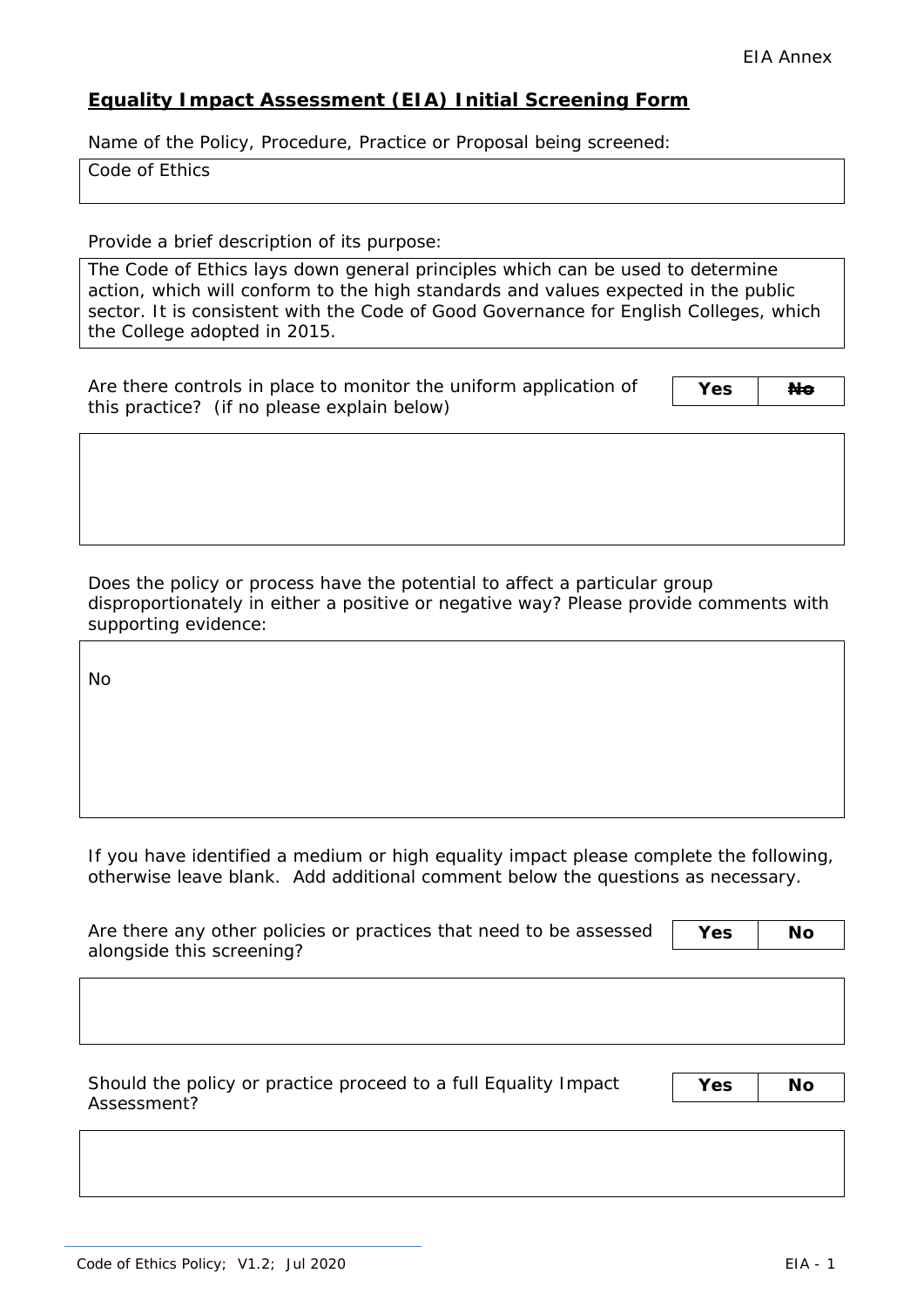## Equality Impact Assessment (EIA) Initial Screening Form

Name of the Policy, Procedure, Practice or Proposal being screened:

| Code of Ethics |
|---|

Provide a brief description of its purpose:

| The Code of Ethics lays down general principles which can be used to determine action, which will conform to the high standards and values expected in the public sector. It is consistent with the Code of Good Governance for English Colleges, which the College adopted in 2015. |
|---|

Are there controls in place to monitor the uniform application of this practice? (if no please explain below)

| **Yes** | ~~**No**~~ |
|---|---|

| |
|---|

Does the policy or process have the potential to affect a particular group disproportionately in either a positive or negative way? Please provide comments with supporting evidence:

| No |
|---|

If you have identified a medium or high equality impact please complete the following, otherwise leave blank. Add additional comment below the questions as necessary.

Are there any other policies or practices that need to be assessed alongside this screening?

| **Yes** | **No** |
|---|---|

| |
|---|

Should the policy or practice proceed to a full Equality Impact Assessment?

| **Yes** | **No** |
|---|---|

| |
|---|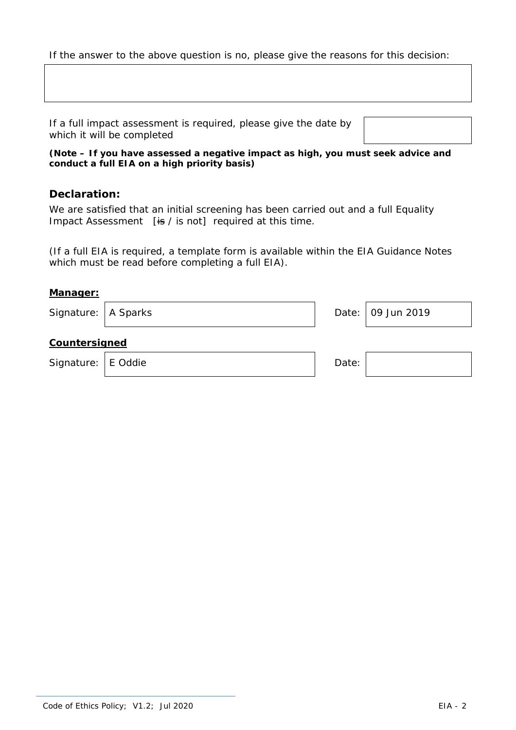If the answer to the above question is no, please give the reasons for this decision:

| |
|---|
| |

| | |
|---|---|
| If a full impact assessment is required, please give the date by which it will be completed | |

**(Note – If you have assessed a negative impact as high, you must seek advice and conduct a full EIA on a high priority basis)**

## Declaration:

We are satisfied that an initial screening has been carried out and a full Equality Impact Assessment [~~is~~ / is not] required at this time.

(If a full EIA is required, a template form is available within the EIA Guidance Notes which must be read before completing a full EIA).

**Manager:**

| | | | |
|---|---|---|---|
| Signature: | A Sparks | Date: | 09 Jun 2019 |

**Countersigned**

| | | | |
|---|---|---|---|
| Signature: | E Oddie | Date: | |